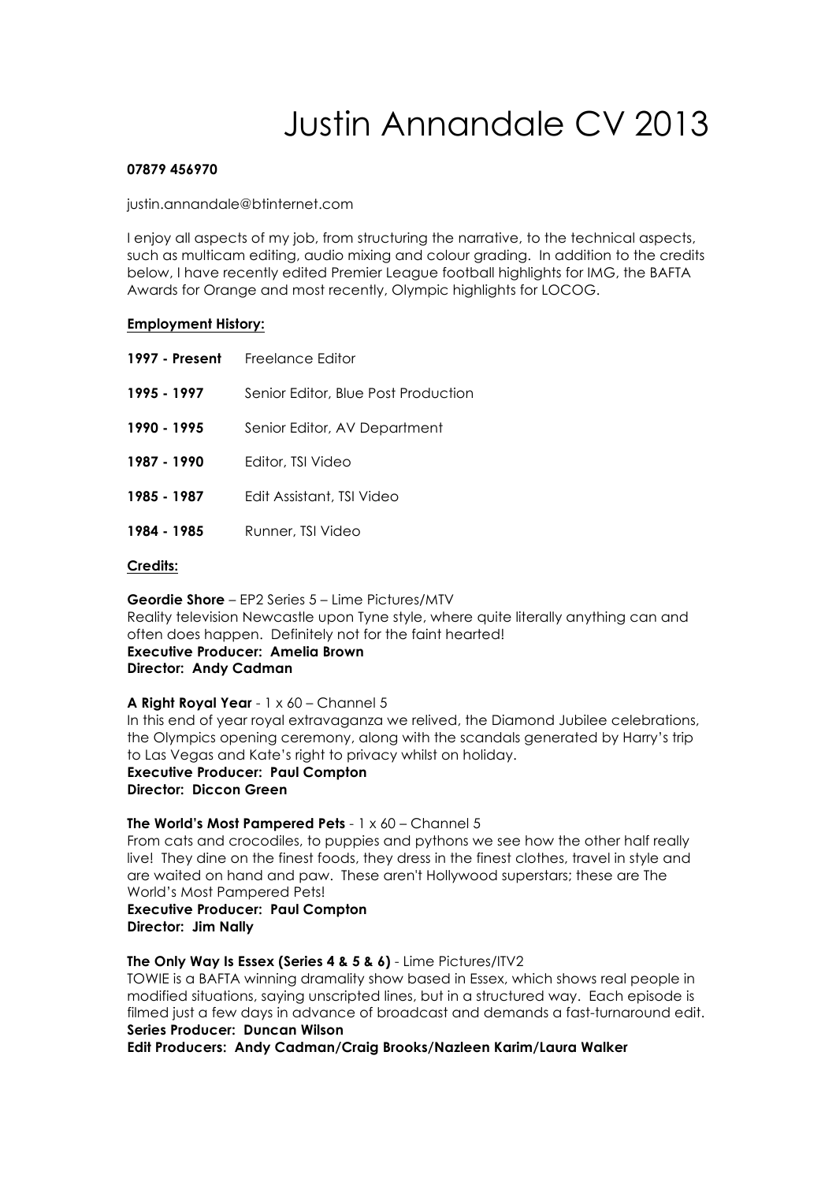# Justin Annandale CV 2013

**07879 456970**

justin.annandale@btinternet.com

I enjoy all aspects of my job, from structuring the narrative, to the technical aspects, such as multicam editing, audio mixing and colour grading. In addition to the credits below, I have recently edited Premier League football highlights for IMG, the BAFTA Awards for Orange and most recently, Olympic highlights for LOCOG.

**Employment History:**

| | |
|---|---|
| **1997 - Present** | Freelance Editor |
| **1995 - 1997** | Senior Editor, Blue Post Production |
| **1990 - 1995** | Senior Editor, AV Department |
| **1987 - 1990** | Editor, TSI Video |
| **1985 - 1987** | Edit Assistant, TSI Video |
| **1984 - 1985** | Runner, TSI Video |

**Credits:**

**Geordie Shore** – EP2 Series 5 – Lime Pictures/MTV
Reality television Newcastle upon Tyne style, where quite literally anything can and often does happen. Definitely not for the faint hearted!
**Executive Producer: Amelia Brown**
**Director: Andy Cadman**

**A Right Royal Year** - 1 x 60 – Channel 5
In this end of year royal extravaganza we relived, the Diamond Jubilee celebrations, the Olympics opening ceremony, along with the scandals generated by Harry's trip to Las Vegas and Kate's right to privacy whilst on holiday.
**Executive Producer: Paul Compton**
**Director: Diccon Green**

**The World's Most Pampered Pets** - 1 x 60 – Channel 5
From cats and crocodiles, to puppies and pythons we see how the other half really live! They dine on the finest foods, they dress in the finest clothes, travel in style and are waited on hand and paw. These aren't Hollywood superstars; these are The World's Most Pampered Pets!
**Executive Producer: Paul Compton**
**Director: Jim Nally**

**The Only Way Is Essex (Series 4 & 5 & 6)** - Lime Pictures/ITV2
TOWIE is a BAFTA winning dramality show based in Essex, which shows real people in modified situations, saying unscripted lines, but in a structured way. Each episode is filmed just a few days in advance of broadcast and demands a fast-turnaround edit.
**Series Producer: Duncan Wilson**
**Edit Producers: Andy Cadman/Craig Brooks/Nazleen Karim/Laura Walker**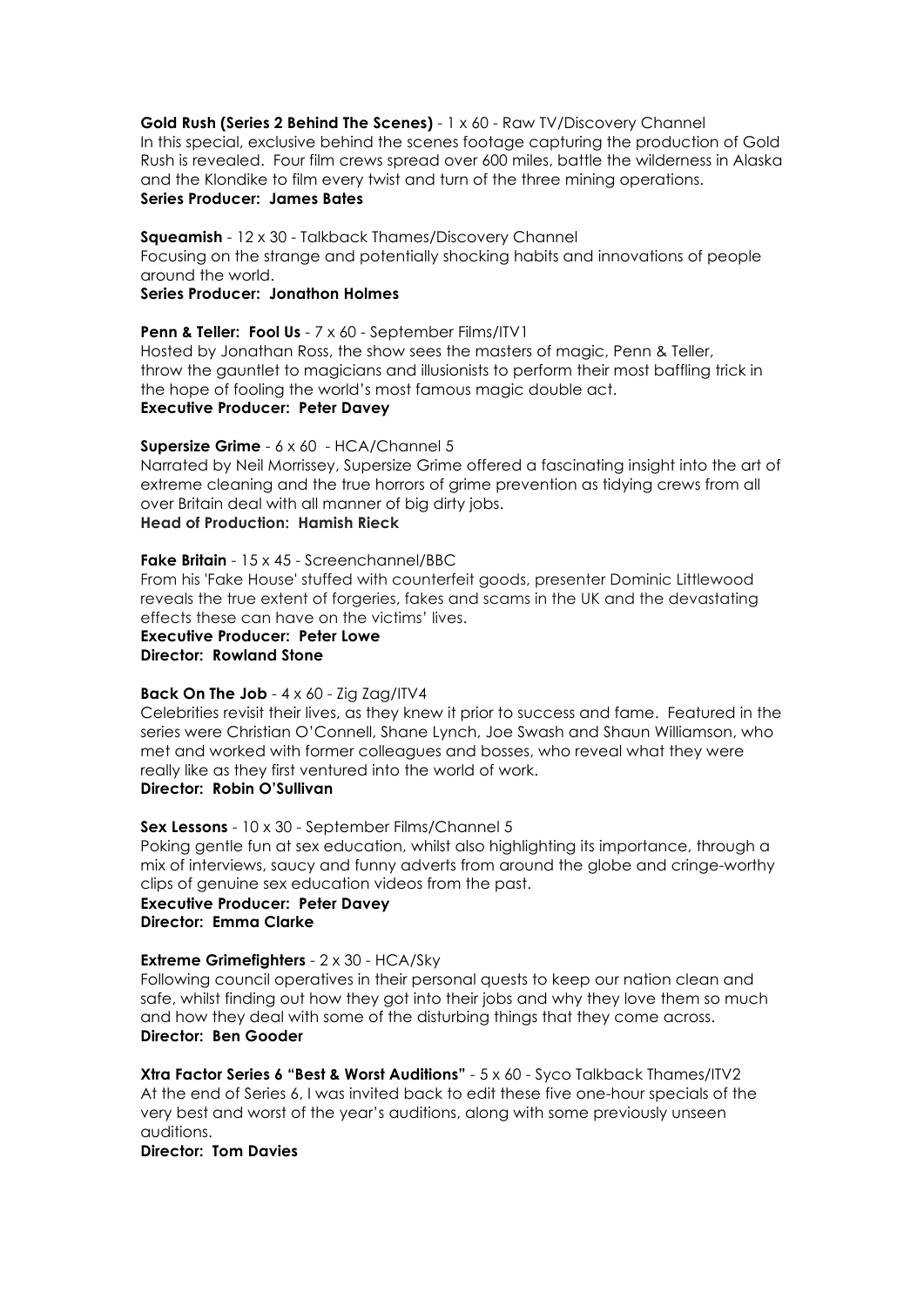**Gold Rush (Series 2 Behind The Scenes)** - 1 x 60 - Raw TV/Discovery Channel
In this special, exclusive behind the scenes footage capturing the production of Gold Rush is revealed. Four film crews spread over 600 miles, battle the wilderness in Alaska and the Klondike to film every twist and turn of the three mining operations.
**Series Producer: James Bates**

**Squeamish** - 12 x 30 - Talkback Thames/Discovery Channel
Focusing on the strange and potentially shocking habits and innovations of people around the world.
**Series Producer: Jonathon Holmes**

**Penn & Teller: Fool Us** - 7 x 60 - September Films/ITV1
Hosted by Jonathan Ross, the show sees the masters of magic, Penn & Teller, throw the gauntlet to magicians and illusionists to perform their most baffling trick in the hope of fooling the world's most famous magic double act.
**Executive Producer: Peter Davey**

**Supersize Grime** - 6 x 60 - HCA/Channel 5
Narrated by Neil Morrissey, Supersize Grime offered a fascinating insight into the art of extreme cleaning and the true horrors of grime prevention as tidying crews from all over Britain deal with all manner of big dirty jobs.
**Head of Production: Hamish Rieck**

**Fake Britain** - 15 x 45 - Screenchannel/BBC
From his 'Fake House' stuffed with counterfeit goods, presenter Dominic Littlewood reveals the true extent of forgeries, fakes and scams in the UK and the devastating effects these can have on the victims' lives.
**Executive Producer: Peter Lowe**
**Director: Rowland Stone**

**Back On The Job** - 4 x 60 - Zig Zag/ITV4
Celebrities revisit their lives, as they knew it prior to success and fame. Featured in the series were Christian O'Connell, Shane Lynch, Joe Swash and Shaun Williamson, who met and worked with former colleagues and bosses, who reveal what they were really like as they first ventured into the world of work.
**Director: Robin O'Sullivan**

**Sex Lessons** - 10 x 30 - September Films/Channel 5
Poking gentle fun at sex education, whilst also highlighting its importance, through a mix of interviews, saucy and funny adverts from around the globe and cringe-worthy clips of genuine sex education videos from the past.
**Executive Producer: Peter Davey**
**Director: Emma Clarke**

**Extreme Grimefighters** - 2 x 30 - HCA/Sky
Following council operatives in their personal quests to keep our nation clean and safe, whilst finding out how they got into their jobs and why they love them so much and how they deal with some of the disturbing things that they come across.
**Director: Ben Gooder**

**Xtra Factor Series 6 "Best & Worst Auditions"** - 5 x 60 - Syco Talkback Thames/ITV2
At the end of Series 6, I was invited back to edit these five one-hour specials of the very best and worst of the year's auditions, along with some previously unseen auditions.
**Director: Tom Davies**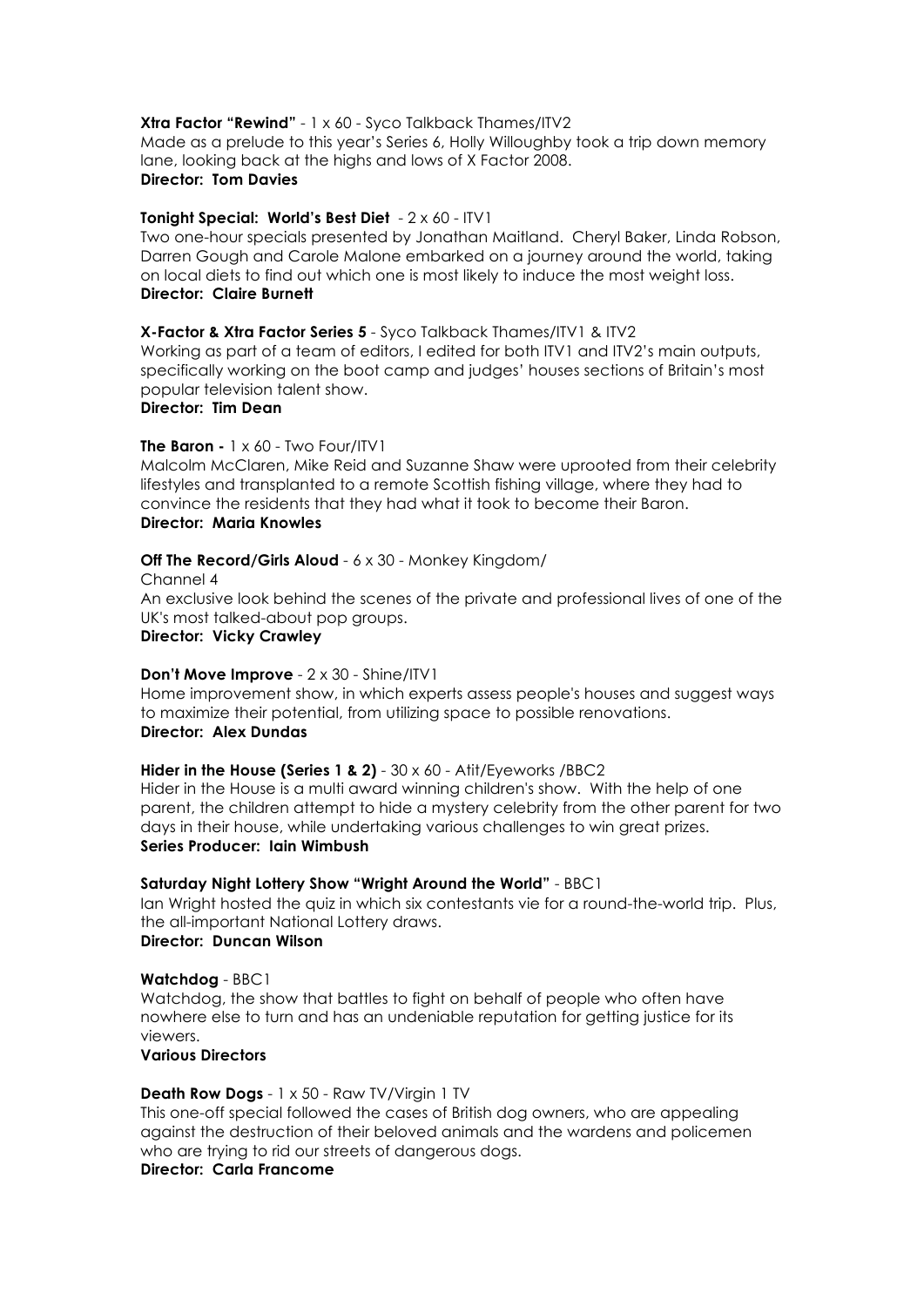**Xtra Factor "Rewind"** - 1 x 60 - Syco Talkback Thames/ITV2
Made as a prelude to this year's Series 6, Holly Willoughby took a trip down memory lane, looking back at the highs and lows of X Factor 2008.
**Director: Tom Davies**

**Tonight Special: World's Best Diet** - 2 x 60 - ITV1
Two one-hour specials presented by Jonathan Maitland. Cheryl Baker, Linda Robson, Darren Gough and Carole Malone embarked on a journey around the world, taking on local diets to find out which one is most likely to induce the most weight loss.
**Director: Claire Burnett**

**X-Factor & Xtra Factor Series 5** - Syco Talkback Thames/ITV1 & ITV2
Working as part of a team of editors, I edited for both ITV1 and ITV2's main outputs, specifically working on the boot camp and judges' houses sections of Britain's most popular television talent show.
**Director: Tim Dean**

**The Baron -** 1 x 60 - Two Four/ITV1
Malcolm McClaren, Mike Reid and Suzanne Shaw were uprooted from their celebrity lifestyles and transplanted to a remote Scottish fishing village, where they had to convince the residents that they had what it took to become their Baron.
**Director: Maria Knowles**

**Off The Record/Girls Aloud** - 6 x 30 - Monkey Kingdom/
Channel 4
An exclusive look behind the scenes of the private and professional lives of one of the UK's most talked-about pop groups.
**Director: Vicky Crawley**

**Don't Move Improve** - 2 x 30 - Shine/ITV1
Home improvement show, in which experts assess people's houses and suggest ways to maximize their potential, from utilizing space to possible renovations.
**Director: Alex Dundas**

**Hider in the House (Series 1 & 2)** - 30 x 60 - Atit/Eyeworks /BBC2
Hider in the House is a multi award winning children's show. With the help of one parent, the children attempt to hide a mystery celebrity from the other parent for two days in their house, while undertaking various challenges to win great prizes.
**Series Producer: Iain Wimbush**

**Saturday Night Lottery Show "Wright Around the World"** - BBC1
Ian Wright hosted the quiz in which six contestants vie for a round-the-world trip. Plus, the all-important National Lottery draws.
**Director: Duncan Wilson**

**Watchdog** - BBC1
Watchdog, the show that battles to fight on behalf of people who often have nowhere else to turn and has an undeniable reputation for getting justice for its viewers.
**Various Directors**

**Death Row Dogs** - 1 x 50 - Raw TV/Virgin 1 TV
This one-off special followed the cases of British dog owners, who are appealing against the destruction of their beloved animals and the wardens and policemen who are trying to rid our streets of dangerous dogs.
**Director: Carla Francome**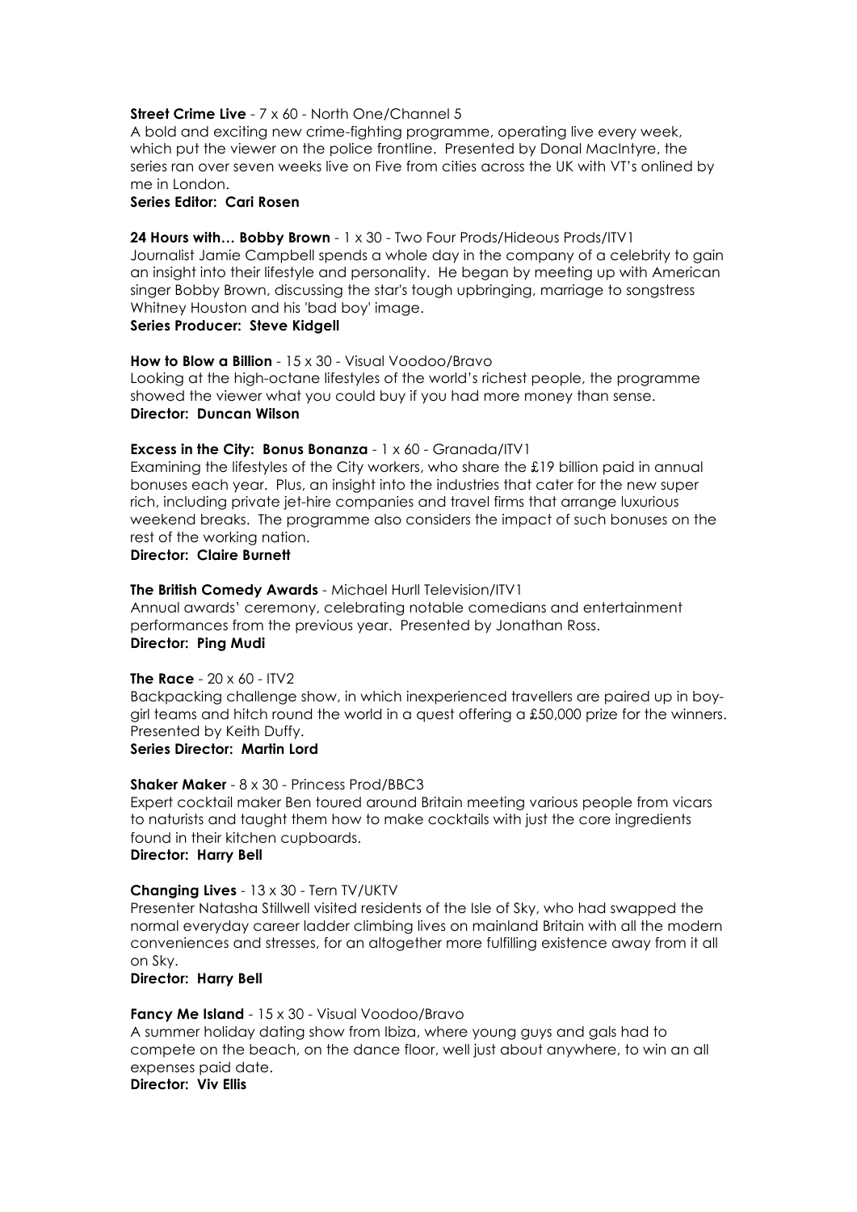**Street Crime Live** - 7 x 60 - North One/Channel 5
A bold and exciting new crime-fighting programme, operating live every week, which put the viewer on the police frontline. Presented by Donal MacIntyre, the series ran over seven weeks live on Five from cities across the UK with VT's onlined by me in London.
**Series Editor: Cari Rosen**

**24 Hours with… Bobby Brown** - 1 x 30 - Two Four Prods/Hideous Prods/ITV1
Journalist Jamie Campbell spends a whole day in the company of a celebrity to gain an insight into their lifestyle and personality. He began by meeting up with American singer Bobby Brown, discussing the star's tough upbringing, marriage to songstress Whitney Houston and his 'bad boy' image.
**Series Producer: Steve Kidgell**

**How to Blow a Billion** - 15 x 30 - Visual Voodoo/Bravo
Looking at the high-octane lifestyles of the world's richest people, the programme showed the viewer what you could buy if you had more money than sense.
**Director: Duncan Wilson**

**Excess in the City: Bonus Bonanza** - 1 x 60 - Granada/ITV1
Examining the lifestyles of the City workers, who share the £19 billion paid in annual bonuses each year. Plus, an insight into the industries that cater for the new super rich, including private jet-hire companies and travel firms that arrange luxurious weekend breaks. The programme also considers the impact of such bonuses on the rest of the working nation.
**Director: Claire Burnett**

**The British Comedy Awards** - Michael Hurll Television/ITV1
Annual awards' ceremony, celebrating notable comedians and entertainment performances from the previous year. Presented by Jonathan Ross.
**Director: Ping Mudi**

**The Race** - 20 x 60 - ITV2
Backpacking challenge show, in which inexperienced travellers are paired up in boy-girl teams and hitch round the world in a quest offering a £50,000 prize for the winners. Presented by Keith Duffy.
**Series Director: Martin Lord**

**Shaker Maker** - 8 x 30 - Princess Prod/BBC3
Expert cocktail maker Ben toured around Britain meeting various people from vicars to naturists and taught them how to make cocktails with just the core ingredients found in their kitchen cupboards.
**Director: Harry Bell**

**Changing Lives** - 13 x 30 - Tern TV/UKTV
Presenter Natasha Stillwell visited residents of the Isle of Sky, who had swapped the normal everyday career ladder climbing lives on mainland Britain with all the modern conveniences and stresses, for an altogether more fulfilling existence away from it all on Sky.
**Director: Harry Bell**

**Fancy Me Island** - 15 x 30 - Visual Voodoo/Bravo
A summer holiday dating show from Ibiza, where young guys and gals had to compete on the beach, on the dance floor, well just about anywhere, to win an all expenses paid date.
**Director: Viv Ellis**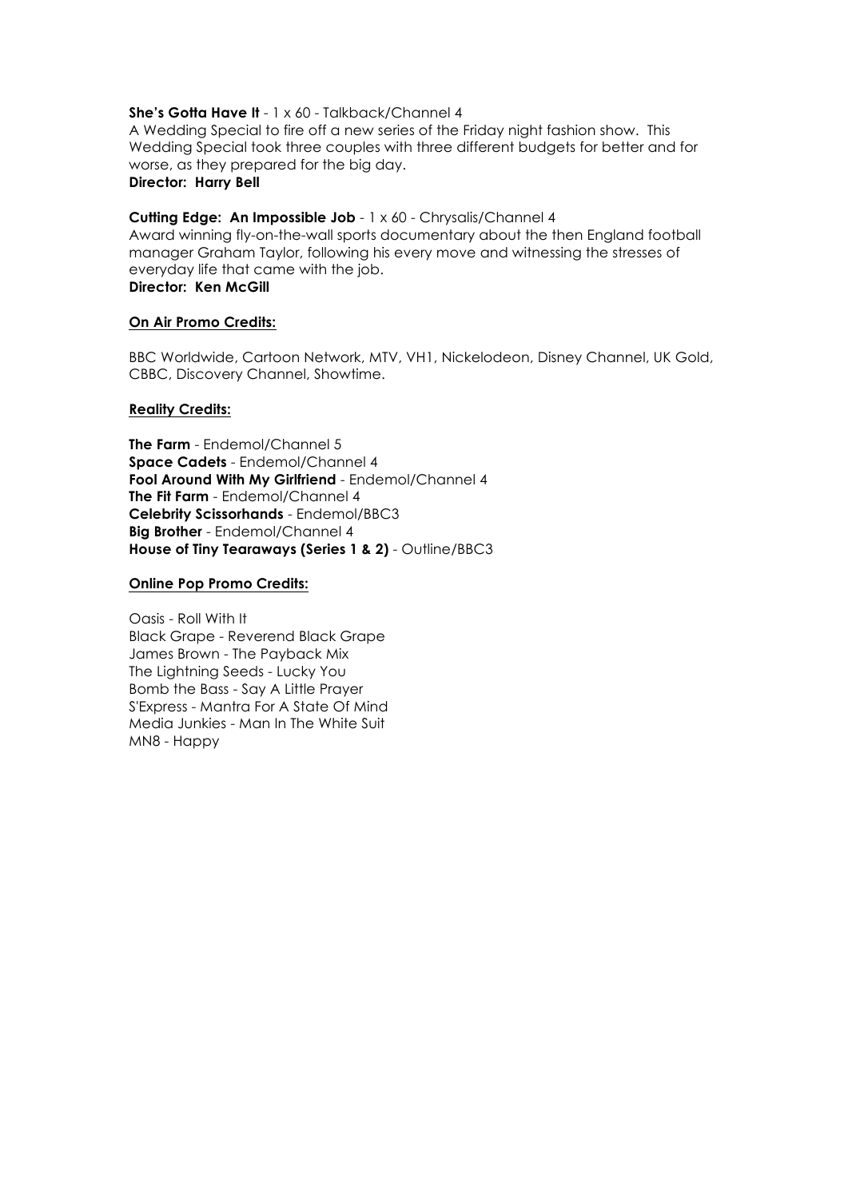**She's Gotta Have It** - 1 x 60 - Talkback/Channel 4
A Wedding Special to fire off a new series of the Friday night fashion show. This Wedding Special took three couples with three different budgets for better and for worse, as they prepared for the big day.
**Director: Harry Bell**

**Cutting Edge: An Impossible Job** - 1 x 60 - Chrysalis/Channel 4
Award winning fly-on-the-wall sports documentary about the then England football manager Graham Taylor, following his every move and witnessing the stresses of everyday life that came with the job.
**Director: Ken McGill**

**On Air Promo Credits:**

BBC Worldwide, Cartoon Network, MTV, VH1, Nickelodeon, Disney Channel, UK Gold, CBBC, Discovery Channel, Showtime.

**Reality Credits:**

**The Farm** - Endemol/Channel 5
**Space Cadets** - Endemol/Channel 4
**Fool Around With My Girlfriend** - Endemol/Channel 4
**The Fit Farm** - Endemol/Channel 4
**Celebrity Scissorhands** - Endemol/BBC3
**Big Brother** - Endemol/Channel 4
**House of Tiny Tearaways (Series 1 & 2)** - Outline/BBC3

**Online Pop Promo Credits:**

Oasis - Roll With It
Black Grape - Reverend Black Grape
James Brown - The Payback Mix
The Lightning Seeds - Lucky You
Bomb the Bass - Say A Little Prayer
S'Express - Mantra For A State Of Mind
Media Junkies - Man In The White Suit
MN8 - Happy